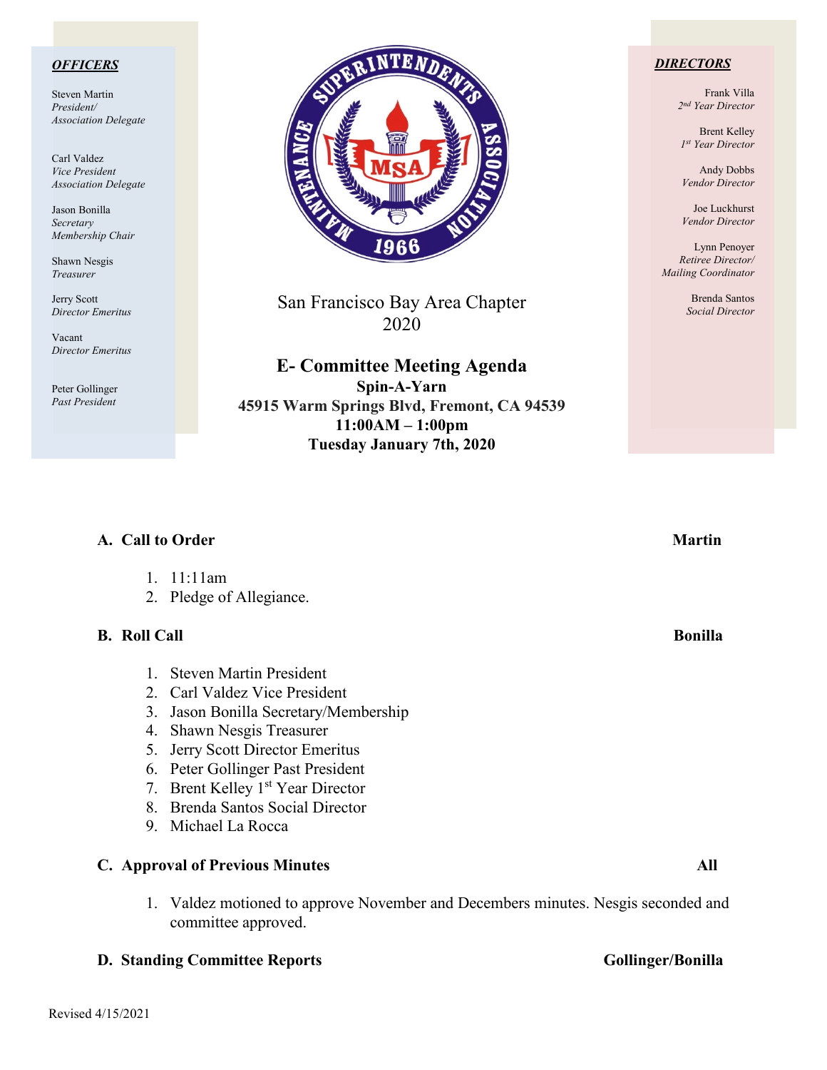## OFFICERS

Steven Martin
*President/ Association Delegate*

Carl Valdez
*Vice President Association Delegate*

Jason Bonilla
*Secretary Membership Chair*

Shawn Nesgis
*Treasurer*

Jerry Scott
*Director Emeritus*

Vacant
*Director Emeritus*

Peter Gollinger
*Past President*

## DIRECTORS

Frank Villa
*2nd Year Director*

Brent Kelley
*1st Year Director*

Andy Dobbs
*Vendor Director*

Joe Luckhurst
*Vendor Director*

Lynn Penoyer
*Retiree Director/ Mailing Coordinator*

Brenda Santos
*Social Director*

San Francisco Bay Area Chapter
2020

# E- Committee Meeting Agenda

**Spin-A-Yarn**
**45915 Warm Springs Blvd, Fremont, CA 94539**
**11:00AM – 1:00pm**
**Tuesday January 7th, 2020**

### A. Call to Order — Martin

1. 11:11am
2. Pledge of Allegiance.

### B. Roll Call — Bonilla

1. Steven Martin President
2. Carl Valdez Vice President
3. Jason Bonilla Secretary/Membership
4. Shawn Nesgis Treasurer
5. Jerry Scott Director Emeritus
6. Peter Gollinger Past President
7. Brent Kelley 1st Year Director
8. Brenda Santos Social Director
9. Michael La Rocca

### C. Approval of Previous Minutes — All

1. Valdez motioned to approve November and Decembers minutes. Nesgis seconded and committee approved.

### D. Standing Committee Reports — Gollinger/Bonilla

Revised 4/15/2021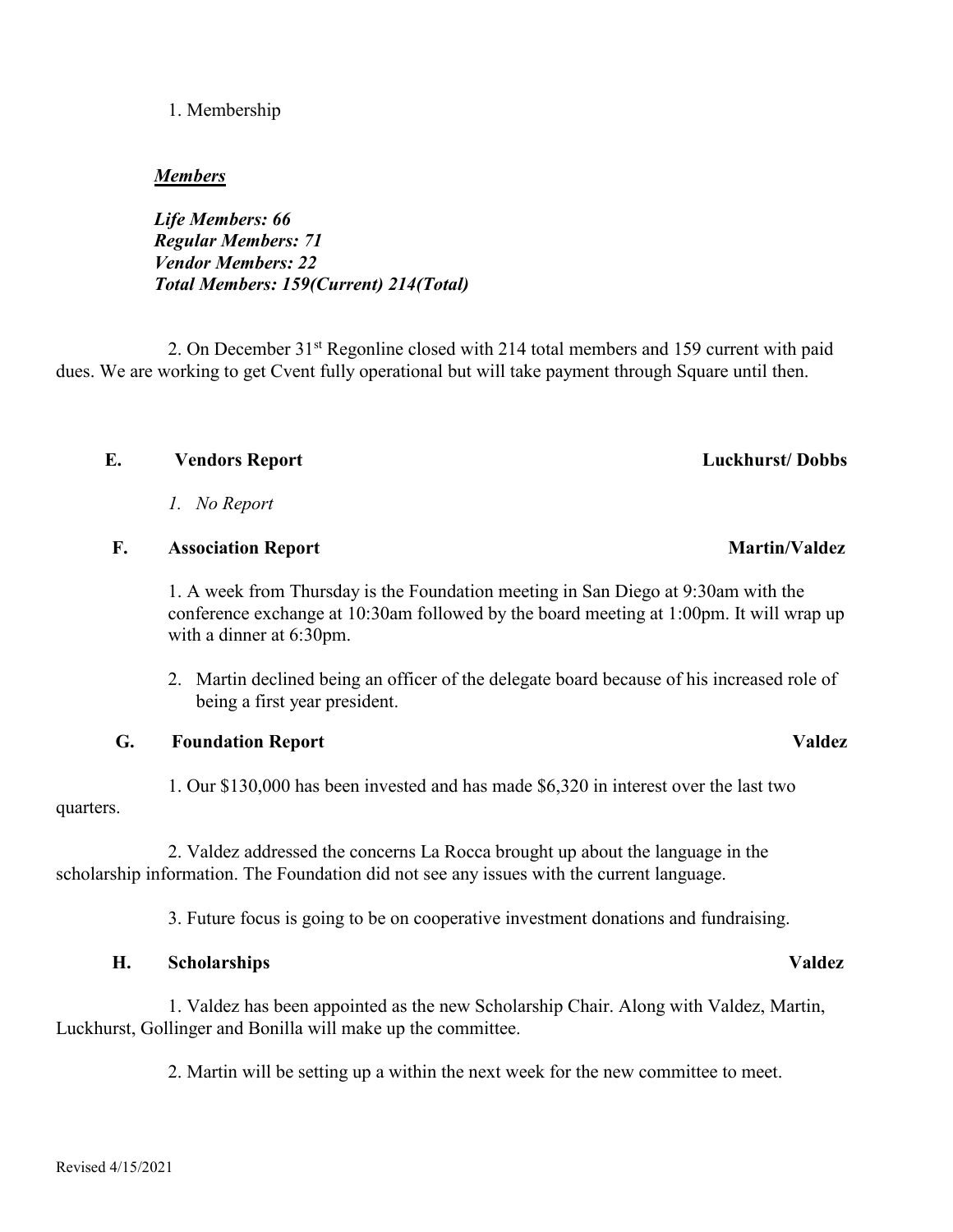1. Membership

***Members***

***Life Members: 66***
***Regular Members: 71***
***Vendor Members: 22***
***Total Members: 159(Current) 214(Total)***

2. On December 31st Regonline closed with 214 total members and 159 current with paid dues. We are working to get Cvent fully operational but will take payment through Square until then.

**E. Vendors Report** **Luckhurst/ Dobbs**

1. *No Report*

**F. Association Report** **Martin/Valdez**

1. A week from Thursday is the Foundation meeting in San Diego at 9:30am with the conference exchange at 10:30am followed by the board meeting at 1:00pm. It will wrap up with a dinner at 6:30pm.

2. Martin declined being an officer of the delegate board because of his increased role of being a first year president.

**G. Foundation Report** **Valdez**

1. Our $130,000 has been invested and has made $6,320 in interest over the last two quarters.

2. Valdez addressed the concerns La Rocca brought up about the language in the scholarship information. The Foundation did not see any issues with the current language.

3. Future focus is going to be on cooperative investment donations and fundraising.

**H. Scholarships** **Valdez**

1. Valdez has been appointed as the new Scholarship Chair. Along with Valdez, Martin, Luckhurst, Gollinger and Bonilla will make up the committee.

2. Martin will be setting up a within the next week for the new committee to meet.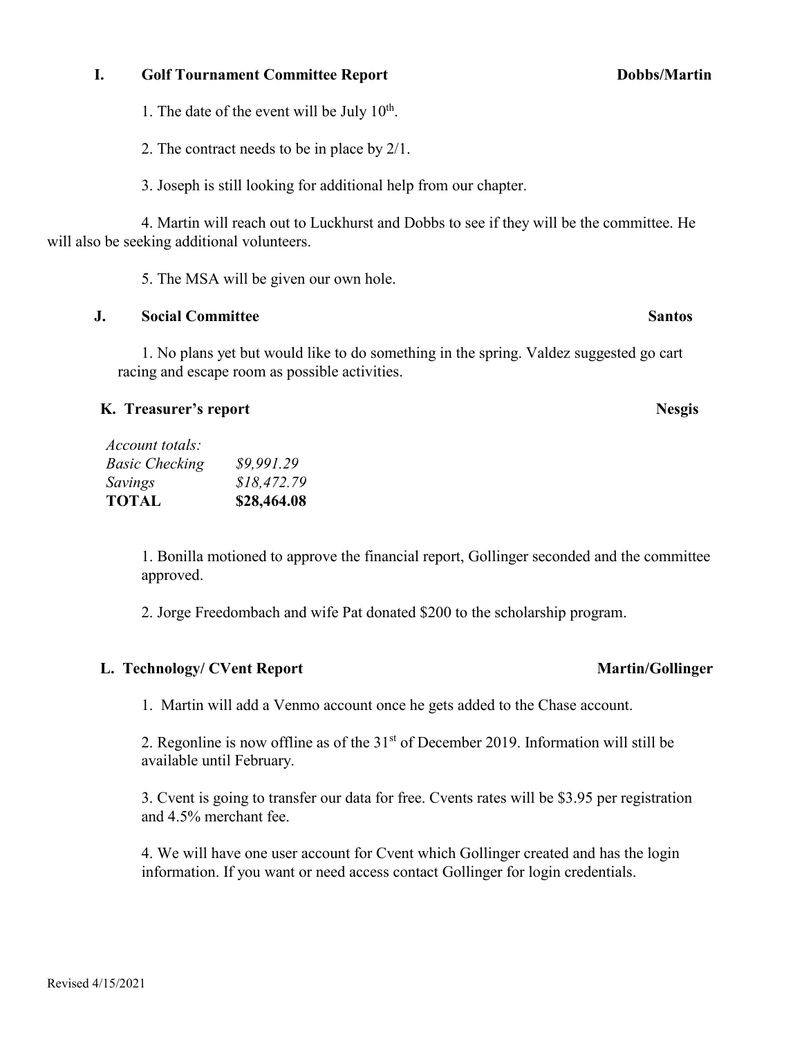### I. Golf Tournament Committee Report — Dobbs/Martin

1. The date of the event will be July 10th.

2. The contract needs to be in place by 2/1.

3. Joseph is still looking for additional help from our chapter.

4. Martin will reach out to Luckhurst and Dobbs to see if they will be the committee. He will also be seeking additional volunteers.

5. The MSA will be given our own hole.

### J. Social Committee — Santos

1. No plans yet but would like to do something in the spring. Valdez suggested go cart racing and escape room as possible activities.

### K. Treasurer's report — Nesgis

| *Account totals:* | |
|---|---|
| *Basic Checking* | *$9,991.29* |
| *Savings* | *$18,472.79* |
| **TOTAL** | **$28,464.08** |

1. Bonilla motioned to approve the financial report, Gollinger seconded and the committee approved.

2. Jorge Freedombach and wife Pat donated $200 to the scholarship program.

### L. Technology/ CVent Report — Martin/Gollinger

1. Martin will add a Venmo account once he gets added to the Chase account.

2. Regonline is now offline as of the 31st of December 2019. Information will still be available until February.

3. Cvent is going to transfer our data for free. Cvents rates will be $3.95 per registration and 4.5% merchant fee.

4. We will have one user account for Cvent which Gollinger created and has the login information. If you want or need access contact Gollinger for login credentials.

Revised 4/15/2021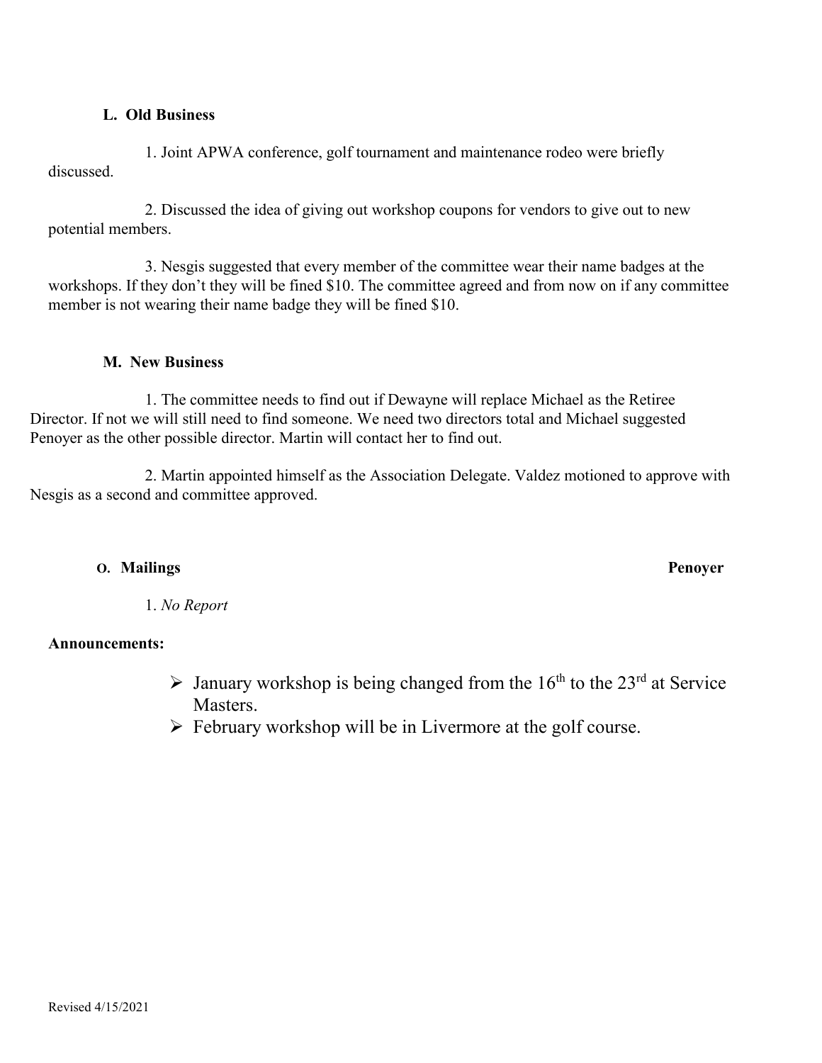**L. Old Business**

1. Joint APWA conference, golf tournament and maintenance rodeo were briefly discussed.

2. Discussed the idea of giving out workshop coupons for vendors to give out to new potential members.

3. Nesgis suggested that every member of the committee wear their name badges at the workshops. If they don't they will be fined $10. The committee agreed and from now on if any committee member is not wearing their name badge they will be fined $10.

**M. New Business**

1. The committee needs to find out if Dewayne will replace Michael as the Retiree Director. If not we will still need to find someone. We need two directors total and Michael suggested Penoyer as the other possible director. Martin will contact her to find out.

2. Martin appointed himself as the Association Delegate. Valdez motioned to approve with Nesgis as a second and committee approved.

**O. Mailings** **Penoyer**

1. *No Report*

**Announcements:**

- January workshop is being changed from the 16th to the 23rd at Service Masters.
- February workshop will be in Livermore at the golf course.

Revised 4/15/2021